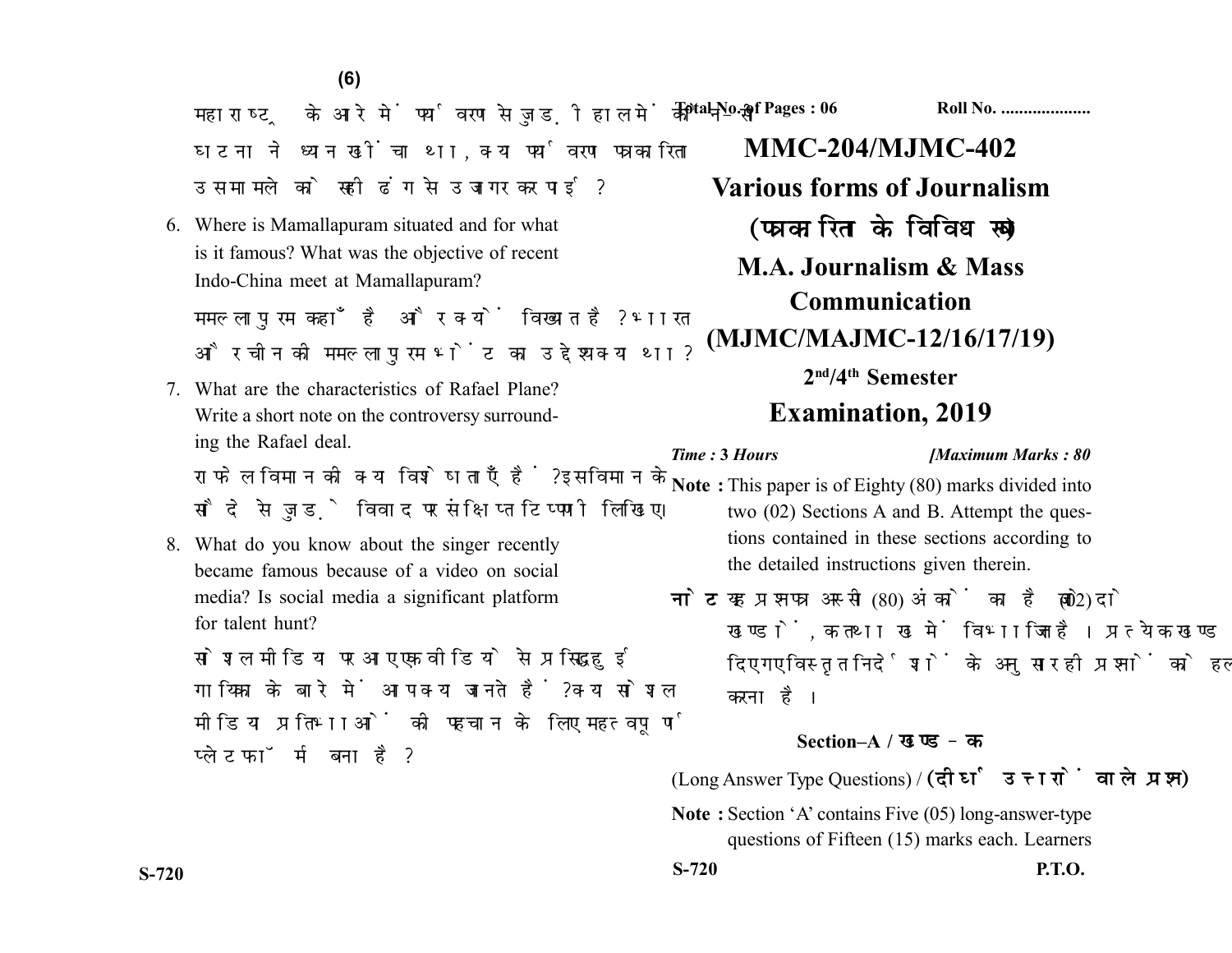महाराष्ट्र के आरे में पर्यावरण से जुड़ी हाल में की किस घटना ने ध्यान खींचा था, क्या पर्यावरण पत्रकारिता उस मामले को सही ढंग से उजागर कर पाई ?

6. Where is Mamallapuram situated and for what is it famous? What was the objective of recent Indo-China meet at Mamallapuram?

   ममल्लापुरम कहाँ है और क्यों विख्यात है ? भारत और चीन की ममल्लापुरम भेंट का उद्देश्य क्या था ?

7. What are the characteristics of Rafael Plane? Write a short note on the controversy surrounding the Rafael deal.

   राफेल विमान की क्या विशेषताएँ हैं ? इस विमान के सौदे से जुड़े विवाद पर संक्षिप्त टिप्पणी लिखिए।

8. What do you know about the singer recently became famous because of a video on social media? Is social media a significant platform for talent hunt?

   सोशल मीडिया पर आए एक वीडियो से प्रसिद्ध हुई गायिका के बारे में आप क्या जानते हैं ? क्या सोशल मीडिया प्रतिभाओं की पहचान के लिए महत्वपूर्ण प्लेटफॉर्म बना है ?

Total No. of Pages : 06 Roll No. ....................

# MMC-204/MJMC-402

# Various forms of Journalism

## (पत्रकारिता के विविध रूप)

## M.A. Journalism & Mass Communication (MJMC/MAJMC-12/16/17/19)

### 2nd/4th Semester

## Examination, 2019

*Time : 3 Hours* *[Maximum Marks : 80*

**Note :** This paper is of Eighty (80) marks divided into two (02) Sections A and B. Attempt the questions contained in these sections according to the detailed instructions given therein.

**नोट :** यह प्रश्नपत्र अस्सी (80) अंकों का है जो दो (02) खण्डों, क तथा ख में विभाजित है। प्रत्येक खण्ड में दिए गए विस्तृत निर्देशों के अनुसार ही प्रश्नों को हल करना है।

### Section–A / खण्ड – क

(Long Answer Type Questions) / **(दीर्घ उत्तरों वाले प्रश्न)**

**Note :** Section 'A' contains Five (05) long-answer-type questions of Fifteen (15) marks each. Learners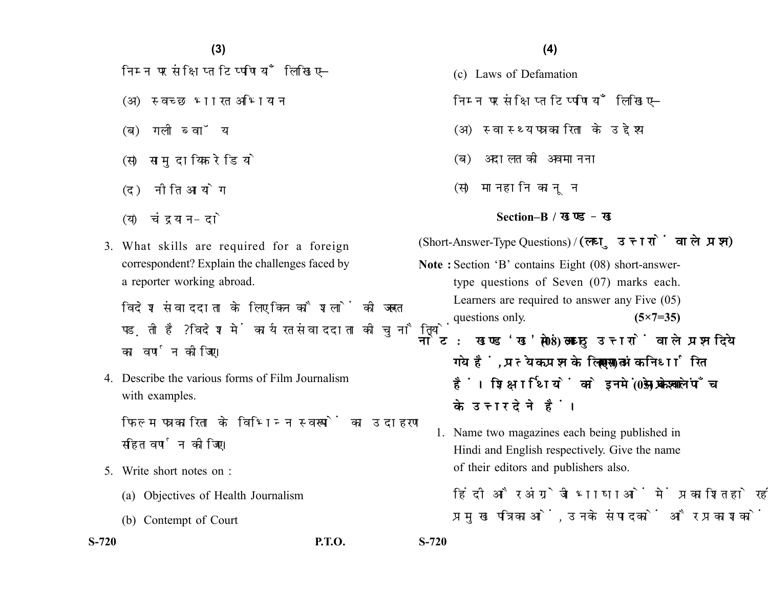निम्न पर संक्षिप्त टिप्पणियाँ लिखिए–

(अ) स्वच्छ भारत अभियान

(ब) गली ब्वॉय

(स) सामुदायिक रेडियो

(द) नीति आयोग

(य) चंद्रयान-दो

3. What skills are required for a foreign correspondent? Explain the challenges faced by a reporter working abroad.

विदेश संवाददाता के लिए किन कौशलों की जरूरत पड़ती है? विदेश में कार्यरत संवाददाता की चुनौतियों का वर्णन कीजिए।

4. Describe the various forms of Film Journalism with examples.

फिल्म पत्रकारिता के विभिन्न स्वरूपों का उदाहरण सहित वर्णन कीजिए।

5. Write short notes on :

(a) Objectives of Health Journalism

(b) Contempt of Court

(c) Laws of Defamation

निम्न पर संक्षिप्त टिप्पणियाँ लिखिए–

(अ) स्वास्थ्य पत्रकारिता के उद्देश्य

(ब) अदालत की अवमानना

(स) मानहानि कानून

## Section–B / खण्ड–ख

(Short-Answer-Type Questions) / **(लघु उत्तरों वाले प्रश्न)**

**Note :** Section 'B' contains Eight (08) short-answer-type questions of Seven (07) marks each. Learners are required to answer any Five (05) questions only. **(5×7=35)**

**नोट : खण्ड 'ख' में आठ (08) लघु उत्तरों वाले प्रश्न दिये गये हैं, प्रत्येक प्रश्न के लिए सात (07) अंक निर्धारित हैं। शिक्षार्थियों को इनमें से केवल पाँच (05) प्रश्नों के उत्तर देने हैं।**

1. Name two magazines each being published in Hindi and English respectively. Give the name of their editors and publishers also.

हिंदी और अंग्रेजी भाषाओं में प्रकाशित हो रहीं प्रमुख पत्रिकाओं, उनके संपादकों और प्रकाशकों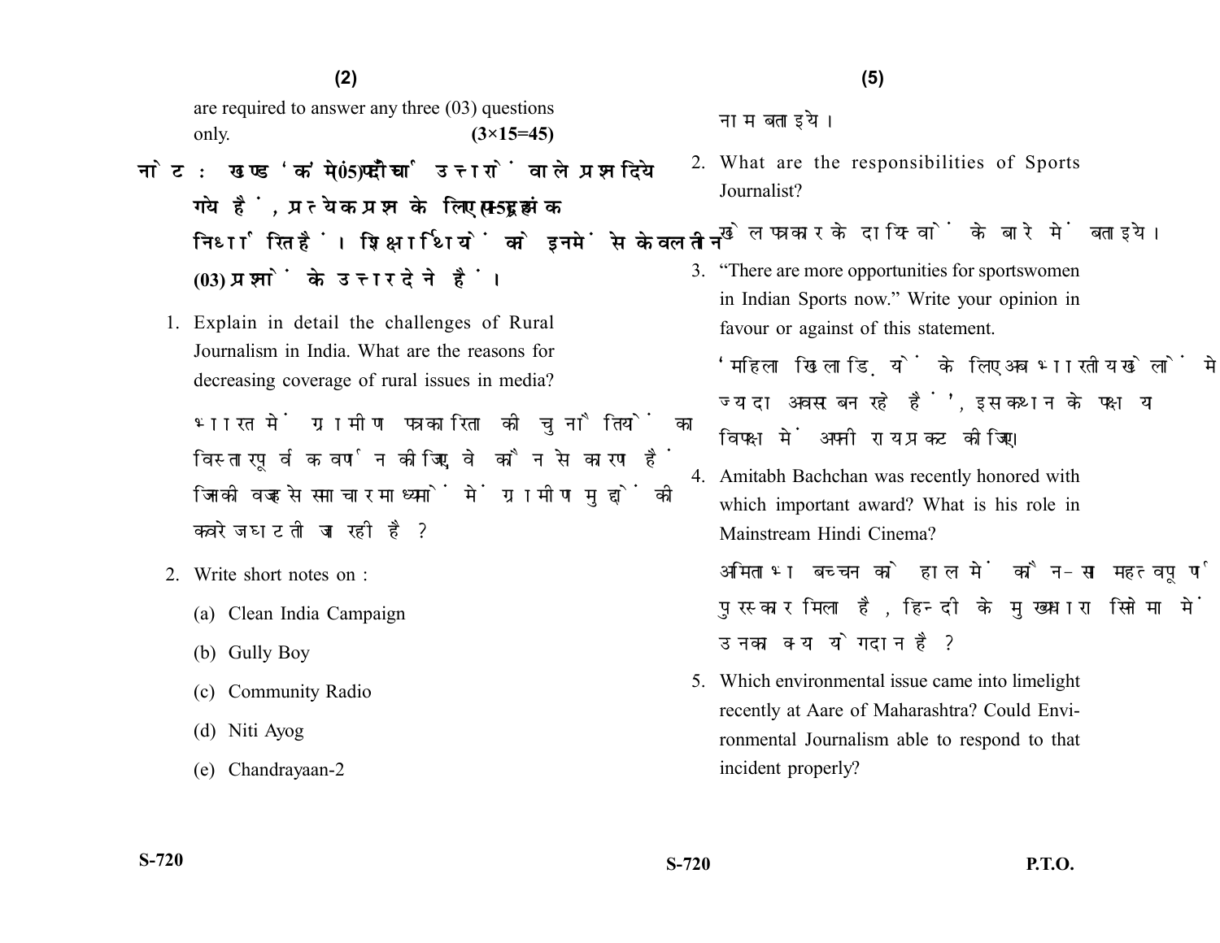are required to answer any three (03) questions only. **(3×15=45)**

**नोट : खण्ड 'क' में पाँच (05) दीर्घ उत्तरों वाले प्रश्न दिये गये हैं, प्रत्येक प्रश्न के लिए पन्द्रह (15) अंक निर्धारित हैं। शिक्षार्थियों को इनमें से केवल तीन (03) प्रश्नों के उत्तर देने हैं।**

1. Explain in detail the challenges of Rural Journalism in India. What are the reasons for decreasing coverage of rural issues in media?

   भारत में ग्रामीण पत्रकारिता की चुनौतियों का विस्तारपूर्वक वर्णन कीजिए, वे कौन से कारण हैं जिनकी वजह से समाचार माध्यमों में ग्रामीण मुद्दों की कवरेज घटती जा रही है?

2. Write short notes on :

   (a) Clean India Campaign

   (b) Gully Boy

   (c) Community Radio

   (d) Niti Ayog

   (e) Chandrayaan-2

नाम बताइये।

2. What are the responsibilities of Sports Journalist?

   खेल पत्रकार के दायित्वों के बारे में बताइये।

3. "There are more opportunities for sportswomen in Indian Sports now." Write your opinion in favour or against of this statement.

   'महिला खिलाड़ियों के लिए अब भारतीय खेलों में ज्यादा अवसर बन रहे हैं', इस कथन के पक्ष या विपक्ष में अपनी राय प्रकट कीजिए।

4. Amitabh Bachchan was recently honored with which important award? What is his role in Mainstream Hindi Cinema?

   अमिताभ बच्चन को हाल में कौन-सा महत्वपूर्ण पुरस्कार मिला है, हिन्दी के मुख्यधारा सिनेमा में उनका क्या योगदान है?

5. Which environmental issue came into limelight recently at Aare of Maharashtra? Could Environmental Journalism able to respond to that incident properly?